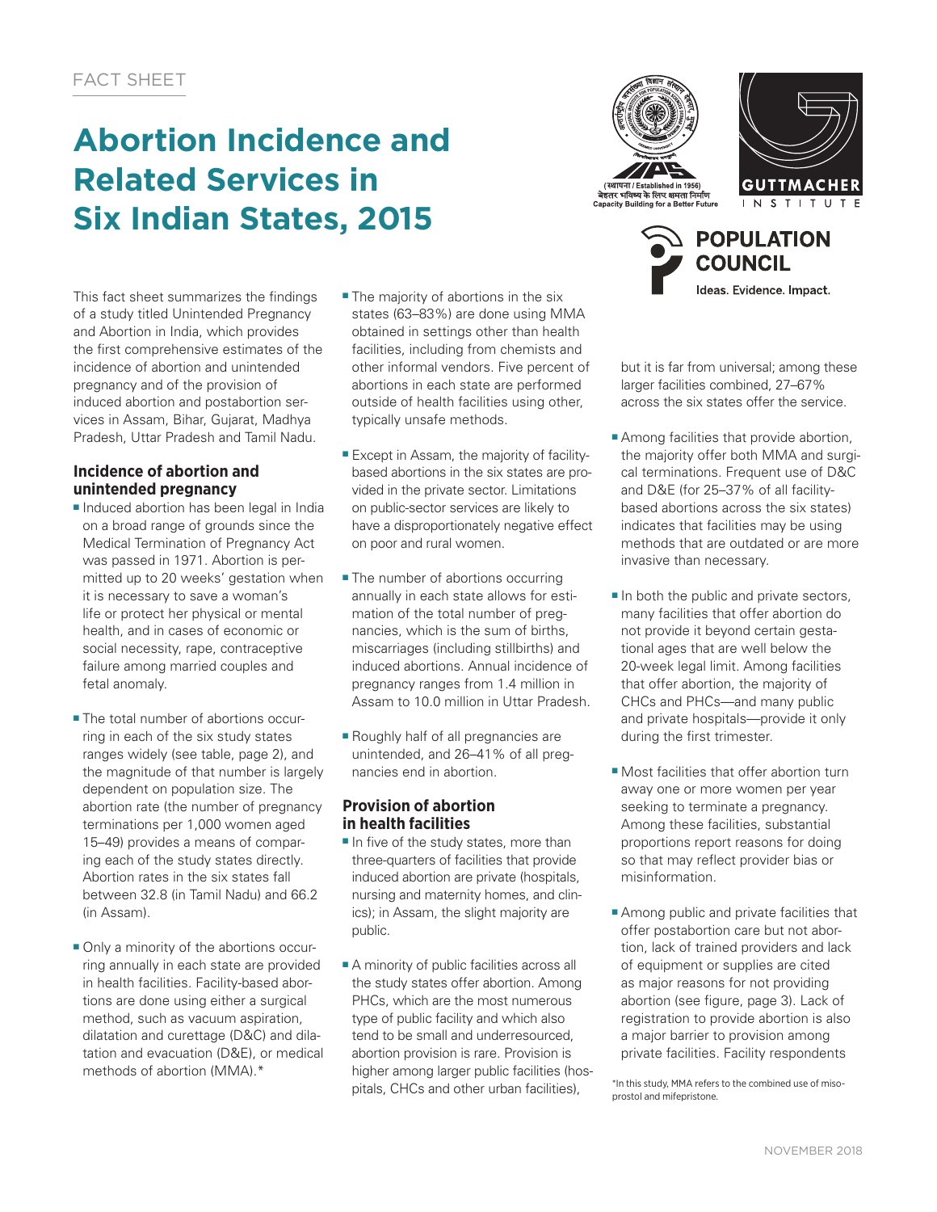FACT SHEET

# Abortion Incidence and Related Services in Six Indian States, 2015

This fact sheet summarizes the findings of a study titled Unintended Pregnancy and Abortion in India, which provides the first comprehensive estimates of the incidence of abortion and unintended pregnancy and of the provision of induced abortion and postabortion services in Assam, Bihar, Gujarat, Madhya Pradesh, Uttar Pradesh and Tamil Nadu.

## Incidence of abortion and unintended pregnancy

- Induced abortion has been legal in India on a broad range of grounds since the Medical Termination of Pregnancy Act was passed in 1971. Abortion is permitted up to 20 weeks' gestation when it is necessary to save a woman's life or protect her physical or mental health, and in cases of economic or social necessity, rape, contraceptive failure among married couples and fetal anomaly.

- The total number of abortions occurring in each of the six study states ranges widely (see table, page 2), and the magnitude of that number is largely dependent on population size. The abortion rate (the number of pregnancy terminations per 1,000 women aged 15–49) provides a means of comparing each of the study states directly. Abortion rates in the six states fall between 32.8 (in Tamil Nadu) and 66.2 (in Assam).

- Only a minority of the abortions occurring annually in each state are provided in health facilities. Facility-based abortions are done using either a surgical method, such as vacuum aspiration, dilatation and curettage (D&C) and dilatation and evacuation (D&E), or medical methods of abortion (MMA).*

- The majority of abortions in the six states (63–83%) are done using MMA obtained in settings other than health facilities, including from chemists and other informal vendors. Five percent of abortions in each state are performed outside of health facilities using other, typically unsafe methods.

- Except in Assam, the majority of facility-based abortions in the six states are provided in the private sector. Limitations on public-sector services are likely to have a disproportionately negative effect on poor and rural women.

- The number of abortions occurring annually in each state allows for estimation of the total number of pregnancies, which is the sum of births, miscarriages (including stillbirths) and induced abortions. Annual incidence of pregnancy ranges from 1.4 million in Assam to 10.0 million in Uttar Pradesh.

- Roughly half of all pregnancies are unintended, and 26–41% of all pregnancies end in abortion.

## Provision of abortion in health facilities

- In five of the study states, more than three-quarters of facilities that provide induced abortion are private (hospitals, nursing and maternity homes, and clinics); in Assam, the slight majority are public.

- A minority of public facilities across all the study states offer abortion. Among PHCs, which are the most numerous type of public facility and which also tend to be small and underresourced, abortion provision is rare. Provision is higher among larger public facilities (hospitals, CHCs and other urban facilities), but it is far from universal; among these larger facilities combined, 27–67% across the six states offer the service.

- Among facilities that provide abortion, the majority offer both MMA and surgical terminations. Frequent use of D&C and D&E (for 25–37% of all facility-based abortions across the six states) indicates that facilities may be using methods that are outdated or are more invasive than necessary.

- In both the public and private sectors, many facilities that offer abortion do not provide it beyond certain gestational ages that are well below the 20-week legal limit. Among facilities that offer abortion, the majority of CHCs and PHCs—and many public and private hospitals—provide it only during the first trimester.

- Most facilities that offer abortion turn away one or more women per year seeking to terminate a pregnancy. Among these facilities, substantial proportions report reasons for doing so that may reflect provider bias or misinformation.

- Among public and private facilities that offer postabortion care but not abortion, lack of trained providers and lack of equipment or supplies are cited as major reasons for not providing abortion (see figure, page 3). Lack of registration to provide abortion is also a major barrier to provision among private facilities. Facility respondents

*In this study, MMA refers to the combined use of misoprostol and mifepristone.

NOVEMBER 2018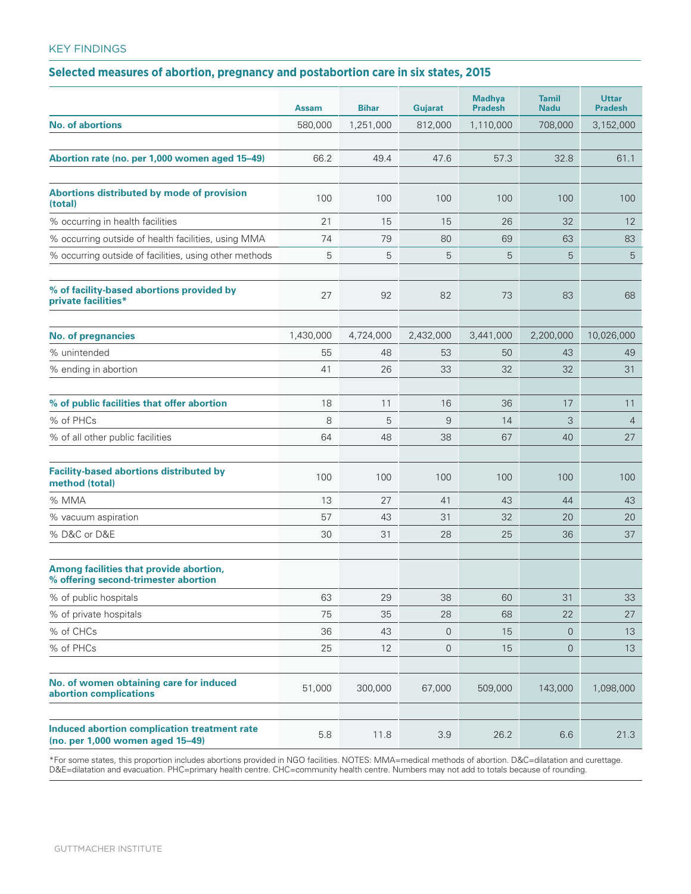KEY FINDINGS

### Selected measures of abortion, pregnancy and postabortion care in six states, 2015

| | Assam | Bihar | Gujarat | Madhya Pradesh | Tamil Nadu | Uttar Pradesh |
|---|---|---|---|---|---|---|
| **No. of abortions** | 580,000 | 1,251,000 | 812,000 | 1,110,000 | 708,000 | 3,152,000 |
| | | | | | | |
| **Abortion rate (no. per 1,000 women aged 15–49)** | 66.2 | 49.4 | 47.6 | 57.3 | 32.8 | 61.1 |
| | | | | | | |
| **Abortions distributed by mode of provision (total)** | 100 | 100 | 100 | 100 | 100 | 100 |
| % occurring in health facilities | 21 | 15 | 15 | 26 | 32 | 12 |
| % occurring outside of health facilities, using MMA | 74 | 79 | 80 | 69 | 63 | 83 |
| % occurring outside of facilities, using other methods | 5 | 5 | 5 | 5 | 5 | 5 |
| | | | | | | |
| **% of facility-based abortions provided by private facilities*** | 27 | 92 | 82 | 73 | 83 | 68 |
| | | | | | | |
| **No. of pregnancies** | 1,430,000 | 4,724,000 | 2,432,000 | 3,441,000 | 2,200,000 | 10,026,000 |
| % unintended | 55 | 48 | 53 | 50 | 43 | 49 |
| % ending in abortion | 41 | 26 | 33 | 32 | 32 | 31 |
| | | | | | | |
| **% of public facilities that offer abortion** | 18 | 11 | 16 | 36 | 17 | 11 |
| % of PHCs | 8 | 5 | 9 | 14 | 3 | 4 |
| % of all other public facilities | 64 | 48 | 38 | 67 | 40 | 27 |
| | | | | | | |
| **Facility-based abortions distributed by method (total)** | 100 | 100 | 100 | 100 | 100 | 100 |
| % MMA | 13 | 27 | 41 | 43 | 44 | 43 |
| % vacuum aspiration | 57 | 43 | 31 | 32 | 20 | 20 |
| % D&C or D&E | 30 | 31 | 28 | 25 | 36 | 37 |
| | | | | | | |
| **Among facilities that provide abortion, % offering second-trimester abortion** | | | | | | |
| % of public hospitals | 63 | 29 | 38 | 60 | 31 | 33 |
| % of private hospitals | 75 | 35 | 28 | 68 | 22 | 27 |
| % of CHCs | 36 | 43 | 0 | 15 | 0 | 13 |
| % of PHCs | 25 | 12 | 0 | 15 | 0 | 13 |
| | | | | | | |
| **No. of women obtaining care for induced abortion complications** | 51,000 | 300,000 | 67,000 | 509,000 | 143,000 | 1,098,000 |
| | | | | | | |
| **Induced abortion complication treatment rate (no. per 1,000 women aged 15–49)** | 5.8 | 11.8 | 3.9 | 26.2 | 6.6 | 21.3 |

*For some states, this proportion includes abortions provided in NGO facilities. NOTES: MMA=medical methods of abortion. D&C=dilatation and curettage. D&E=dilatation and evacuation. PHC=primary health centre. CHC=community health centre. Numbers may not add to totals because of rounding.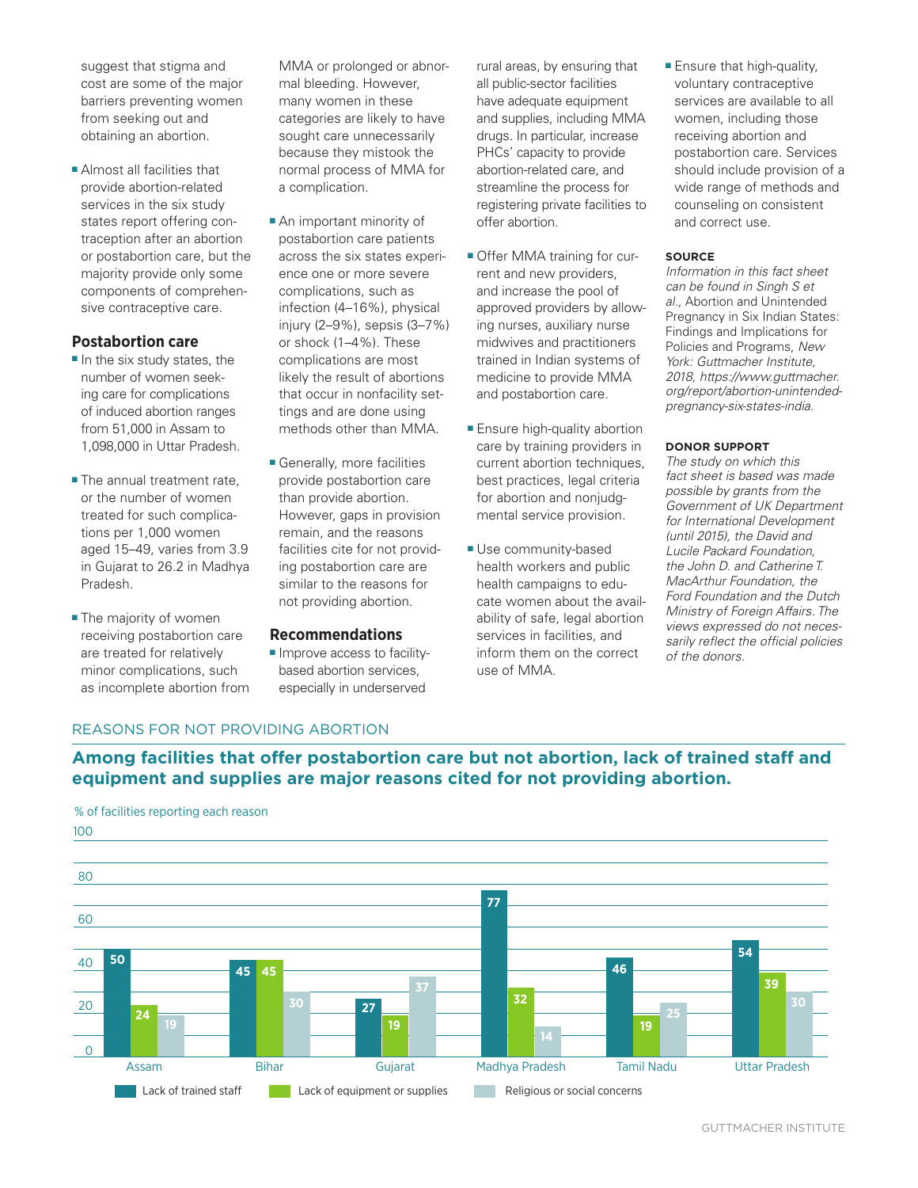suggest that stigma and cost are some of the major barriers preventing women from seeking out and obtaining an abortion.

- Almost all facilities that provide abortion-related services in the six study states report offering contraception after an abortion or postabortion care, but the majority provide only some components of comprehensive contraceptive care.

## Postabortion care

- In the six study states, the number of women seeking care for complications of induced abortion ranges from 51,000 in Assam to 1,098,000 in Uttar Pradesh.
- The annual treatment rate, or the number of women treated for such complications per 1,000 women aged 15–49, varies from 3.9 in Gujarat to 26.2 in Madhya Pradesh.
- The majority of women receiving postabortion care are treated for relatively minor complications, such as incomplete abortion from MMA or prolonged or abnormal bleeding. However, many women in these categories are likely to have sought care unnecessarily because they mistook the normal process of MMA for a complication.
- An important minority of postabortion care patients across the six states experience one or more severe complications, such as infection (4–16%), physical injury (2–9%), sepsis (3–7%) or shock (1–4%). These complications are most likely the result of abortions that occur in nonfacility settings and are done using methods other than MMA.
- Generally, more facilities provide postabortion care than provide abortion. However, gaps in provision remain, and the reasons facilities cite for not providing postabortion care are similar to the reasons for not providing abortion.

## Recommendations

- Improve access to facility-based abortion services, especially in underserved rural areas, by ensuring that all public-sector facilities have adequate equipment and supplies, including MMA drugs. In particular, increase PHCs' capacity to provide abortion-related care, and streamline the process for registering private facilities to offer abortion.
- Offer MMA training for current and new providers, and increase the pool of approved providers by allowing nurses, auxiliary nurse midwives and practitioners trained in Indian systems of medicine to provide MMA and postabortion care.
- Ensure high-quality abortion care by training providers in current abortion techniques, best practices, legal criteria for abortion and nonjudgmental service provision.
- Use community-based health workers and public health campaigns to educate women about the availability of safe, legal abortion services in facilities, and inform them on the correct use of MMA.
- Ensure that high-quality, voluntary contraceptive services are available to all women, including those receiving abortion and postabortion care. Services should include provision of a wide range of methods and counseling on consistent and correct use.

**SOURCE**

*Information in this fact sheet can be found in Singh S et al.,* Abortion and Unintended Pregnancy in Six Indian States: Findings and Implications for Policies and Programs, *New York: Guttmacher Institute, 2018, https://www.guttmacher.org/report/abortion-unintended-pregnancy-six-states-india.*

**DONOR SUPPORT**

*The study on which this fact sheet is based was made possible by grants from the Government of UK Department for International Development (until 2015), the David and Lucile Packard Foundation, the John D. and Catherine T. MacArthur Foundation, the Ford Foundation and the Dutch Ministry of Foreign Affairs. The views expressed do not necessarily reflect the official policies of the donors.*

REASONS FOR NOT PROVIDING ABORTION

**Among facilities that offer postabortion care but not abortion, lack of trained staff and equipment and supplies are major reasons cited for not providing abortion.**

% of facilities reporting each reason

| State | Lack of trained staff | Lack of equipment or supplies | Religious or social concerns |
|---|---|---|---|
| Assam | 50 | 24 | 19 |
| Bihar | 45 | 45 | 30 |
| Gujarat | 27 | 19 | 37 |
| Madhya Pradesh | 77 | 32 | 14 |
| Tamil Nadu | 46 | 19 | 25 |
| Uttar Pradesh | 54 | 39 | 30 |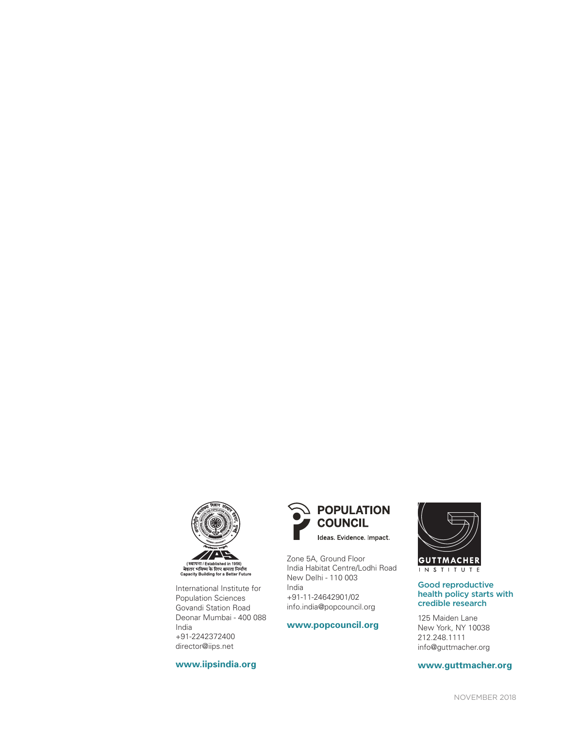(स्थापना / Established in 1956)
बेहतर भविष्य के लिए क्षमता निर्माण
Capacity Building for a Better Future

International Institute for
Population Sciences
Govandi Station Road
Deonar Mumbai - 400 088
India
+91-2242372400
director@iips.net

**www.iipsindia.org**

**POPULATION COUNCIL**

Ideas. Evidence. Impact.

Zone 5A, Ground Floor
India Habitat Centre/Lodhi Road
New Delhi - 110 003
India
+91-11-24642901/02
info.india@popcouncil.org

**www.popcouncil.org**

GUTTMACHER INSTITUTE

**Good reproductive health policy starts with credible research**

125 Maiden Lane
New York, NY 10038
212.248.1111
info@guttmacher.org

**www.guttmacher.org**

NOVEMBER 2018